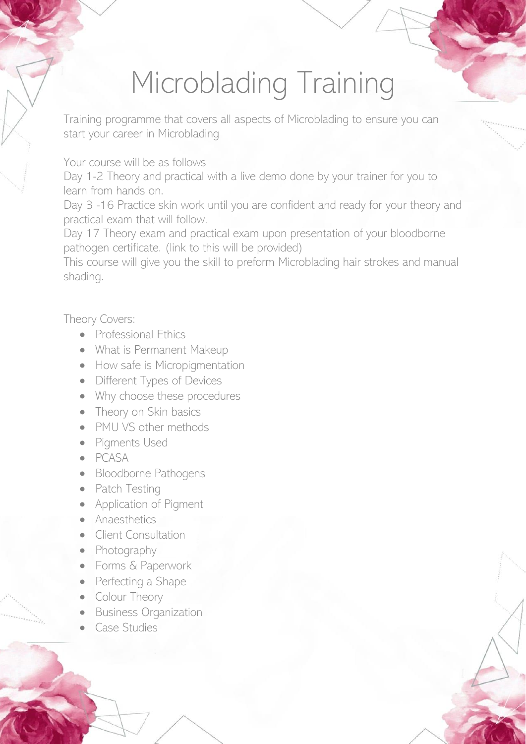# Microblading Training

Training programme that covers all aspects of Microblading to ensure you can start your career in Microblading

Your course will be as follows

Day 1-2 Theory and practical with a live demo done by your trainer for you to learn from hands on.

Day 3 -16 Practice skin work until you are confident and ready for your theory and practical exam that will follow.

Day 17 Theory exam and practical exam upon presentation of your bloodborne pathogen certificate. (link to this will be provided)

This course will give you the skill to preform Microblading hair strokes and manual shading.

Theory Covers:

- Professional Ethics
- What is Permanent Makeup
- How safe is Micropigmentation
- Different Types of Devices
- Why choose these procedures
- Theory on Skin basics
- PMU VS other methods
- Pigments Used
- PCASA
- Bloodborne Pathogens
- Patch Testing
- Application of Pigment
- Anaesthetics
- Client Consultation
- Photography
- Forms & Paperwork
- Perfecting a Shape
- Colour Theory
- Business Organization
- Case Studies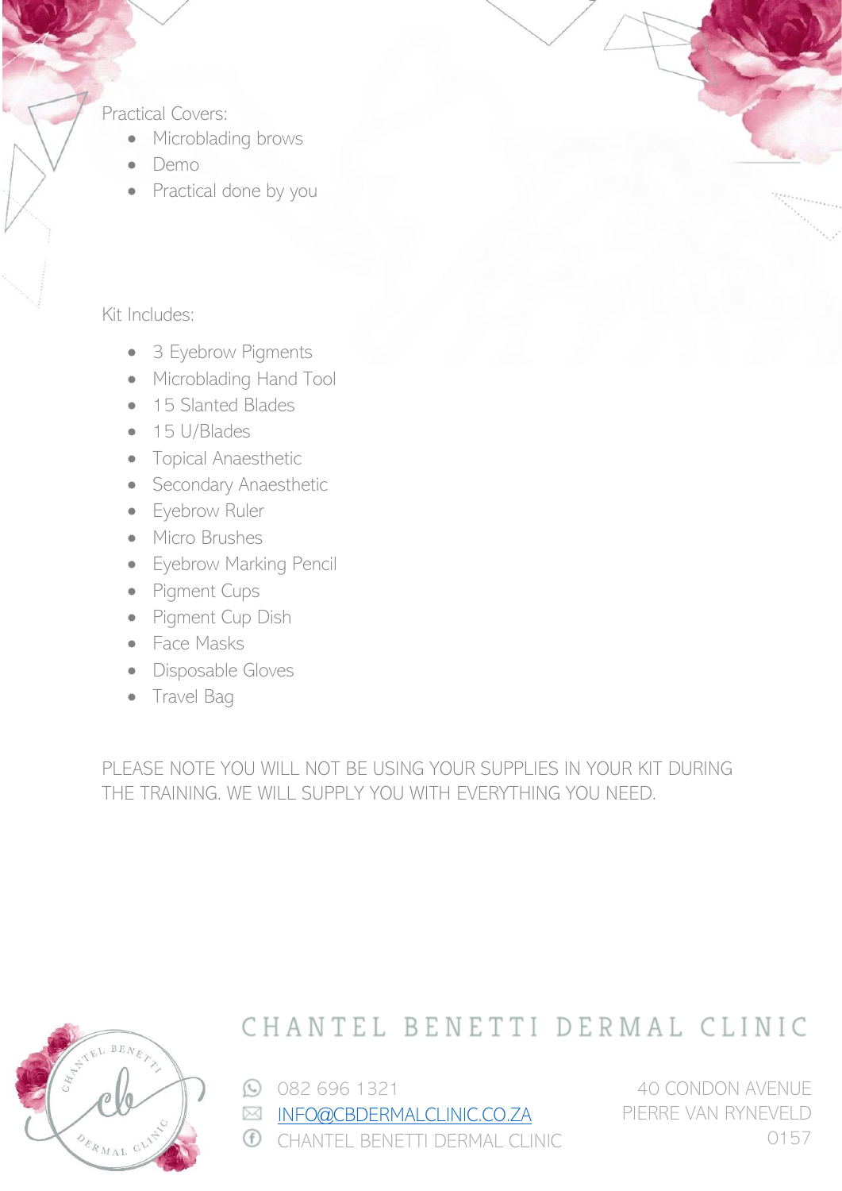Practical Covers:

- Microblading brows
- Demo
- Practical done by you

Kit Includes:

- 3 Eyebrow Pigments
- Microblading Hand Tool
- 15 Slanted Blades
- 15 U/Blades
- Topical Anaesthetic
- Secondary Anaesthetic
- Eyebrow Ruler
- Micro Brushes
- Eyebrow Marking Pencil
- Pigment Cups
- Pigment Cup Dish
- Face Masks
- Disposable Gloves
- Travel Bag

PLEASE NOTE YOU WILL NOT BE USING YOUR SUPPLIES IN YOUR KIT DURING THE TRAINING. WE WILL SUPPLY YOU WITH EVERYTHING YOU NEED.